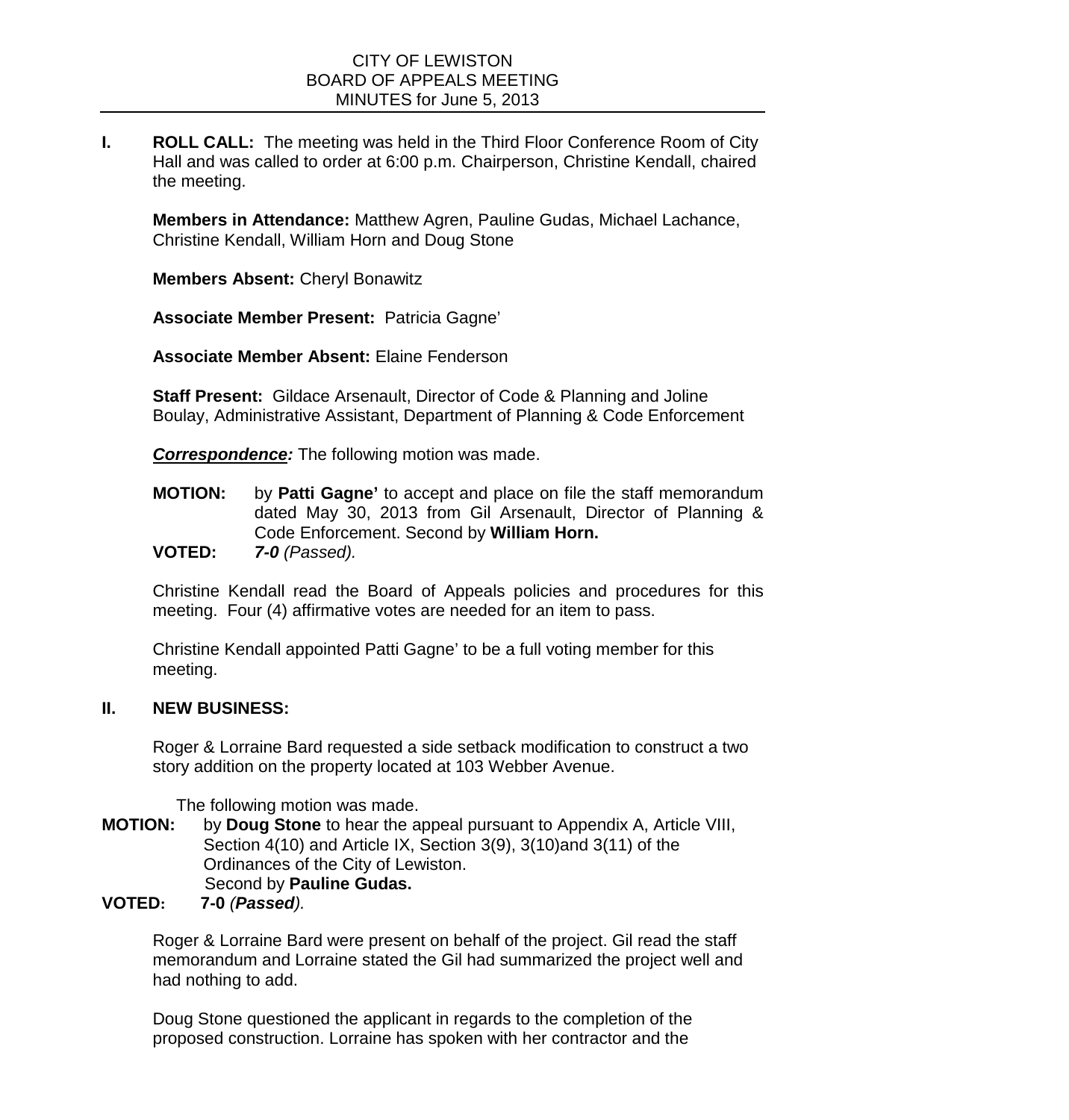CITY OF LEWISTON
BOARD OF APPEALS MEETING
MINUTES for June 5, 2013

**I. ROLL CALL:** The meeting was held in the Third Floor Conference Room of City Hall and was called to order at 6:00 p.m. Chairperson, Christine Kendall, chaired the meeting.

**Members in Attendance:** Matthew Agren, Pauline Gudas, Michael Lachance, Christine Kendall, William Horn and Doug Stone

**Members Absent:** Cheryl Bonawitz

**Associate Member Present:** Patricia Gagne'

**Associate Member Absent:** Elaine Fenderson

**Staff Present:** Gildace Arsenault, Director of Code & Planning and Joline Boulay, Administrative Assistant, Department of Planning & Code Enforcement

***Correspondence:*** The following motion was made.

**MOTION:** by **Patti Gagne'** to accept and place on file the staff memorandum dated May 30, 2013 from Gil Arsenault, Director of Planning & Code Enforcement. Second by **William Horn.**
**VOTED:** ***7-0*** *(Passed).*

Christine Kendall read the Board of Appeals policies and procedures for this meeting. Four (4) affirmative votes are needed for an item to pass.

Christine Kendall appointed Patti Gagne' to be a full voting member for this meeting.

**II. NEW BUSINESS:**

Roger & Lorraine Bard requested a side setback modification to construct a two story addition on the property located at 103 Webber Avenue.

The following motion was made.

**MOTION:** by **Doug Stone** to hear the appeal pursuant to Appendix A, Article VIII, Section 4(10) and Article IX, Section 3(9), 3(10)and 3(11) of the Ordinances of the City of Lewiston.
Second by **Pauline Gudas.**
**VOTED: 7-0** *(**Passed**).*

Roger & Lorraine Bard were present on behalf of the project. Gil read the staff memorandum and Lorraine stated the Gil had summarized the project well and had nothing to add.

Doug Stone questioned the applicant in regards to the completion of the proposed construction. Lorraine has spoken with her contractor and the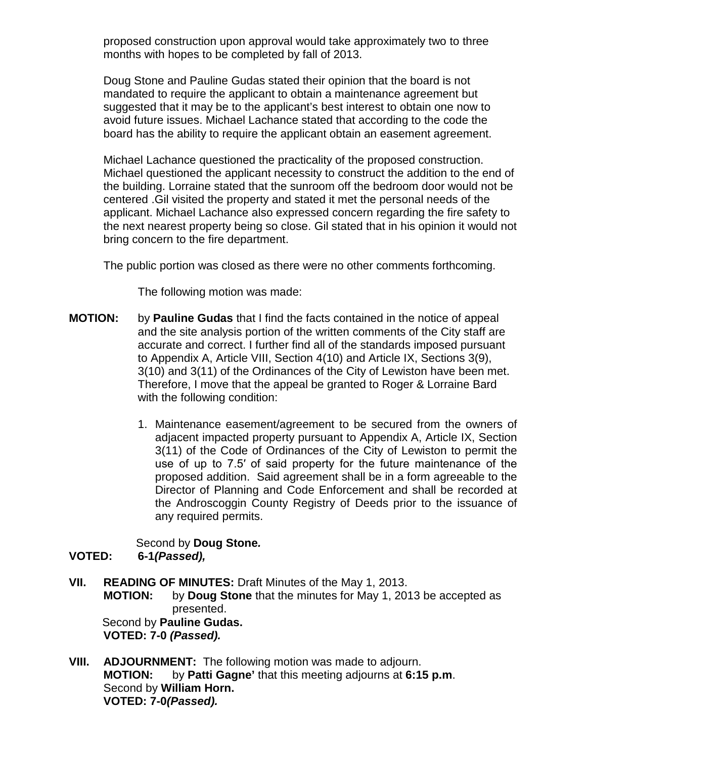proposed construction upon approval would take approximately two to three months with hopes to be completed by fall of 2013.

Doug Stone and Pauline Gudas stated their opinion that the board is not mandated to require the applicant to obtain a maintenance agreement but suggested that it may be to the applicant's best interest to obtain one now to avoid future issues. Michael Lachance stated that according to the code the board has the ability to require the applicant obtain an easement agreement.

Michael Lachance questioned the practicality of the proposed construction. Michael questioned the applicant necessity to construct the addition to the end of the building. Lorraine stated that the sunroom off the bedroom door would not be centered .Gil visited the property and stated it met the personal needs of the applicant. Michael Lachance also expressed concern regarding the fire safety to the next nearest property being so close. Gil stated that in his opinion it would not bring concern to the fire department.

The public portion was closed as there were no other comments forthcoming.

The following motion was made:

**MOTION:** by **Pauline Gudas** that I find the facts contained in the notice of appeal and the site analysis portion of the written comments of the City staff are accurate and correct. I further find all of the standards imposed pursuant to Appendix A, Article VIII, Section 4(10) and Article IX, Sections 3(9), 3(10) and 3(11) of the Ordinances of the City of Lewiston have been met. Therefore, I move that the appeal be granted to Roger & Lorraine Bard with the following condition:

1. Maintenance easement/agreement to be secured from the owners of adjacent impacted property pursuant to Appendix A, Article IX, Section 3(11) of the Code of Ordinances of the City of Lewiston to permit the use of up to 7.5′ of said property for the future maintenance of the proposed addition. Said agreement shall be in a form agreeable to the Director of Planning and Code Enforcement and shall be recorded at the Androscoggin County Registry of Deeds prior to the issuance of any required permits.

Second by **Doug Stone*.***

**VOTED: 6-1*(Passed),***

**VII. READING OF MINUTES:** Draft Minutes of the May 1, 2013.

**MOTION:** by **Doug Stone** that the minutes for May 1, 2013 be accepted as presented.

Second by **Pauline Gudas.**

**VOTED: 7-0 *(Passed).***

**VIII. ADJOURNMENT:** The following motion was made to adjourn.

**MOTION:** by **Patti Gagne'** that this meeting adjourns at **6:15 p.m**.

Second by **William Horn.**

**VOTED: 7-0*(Passed).***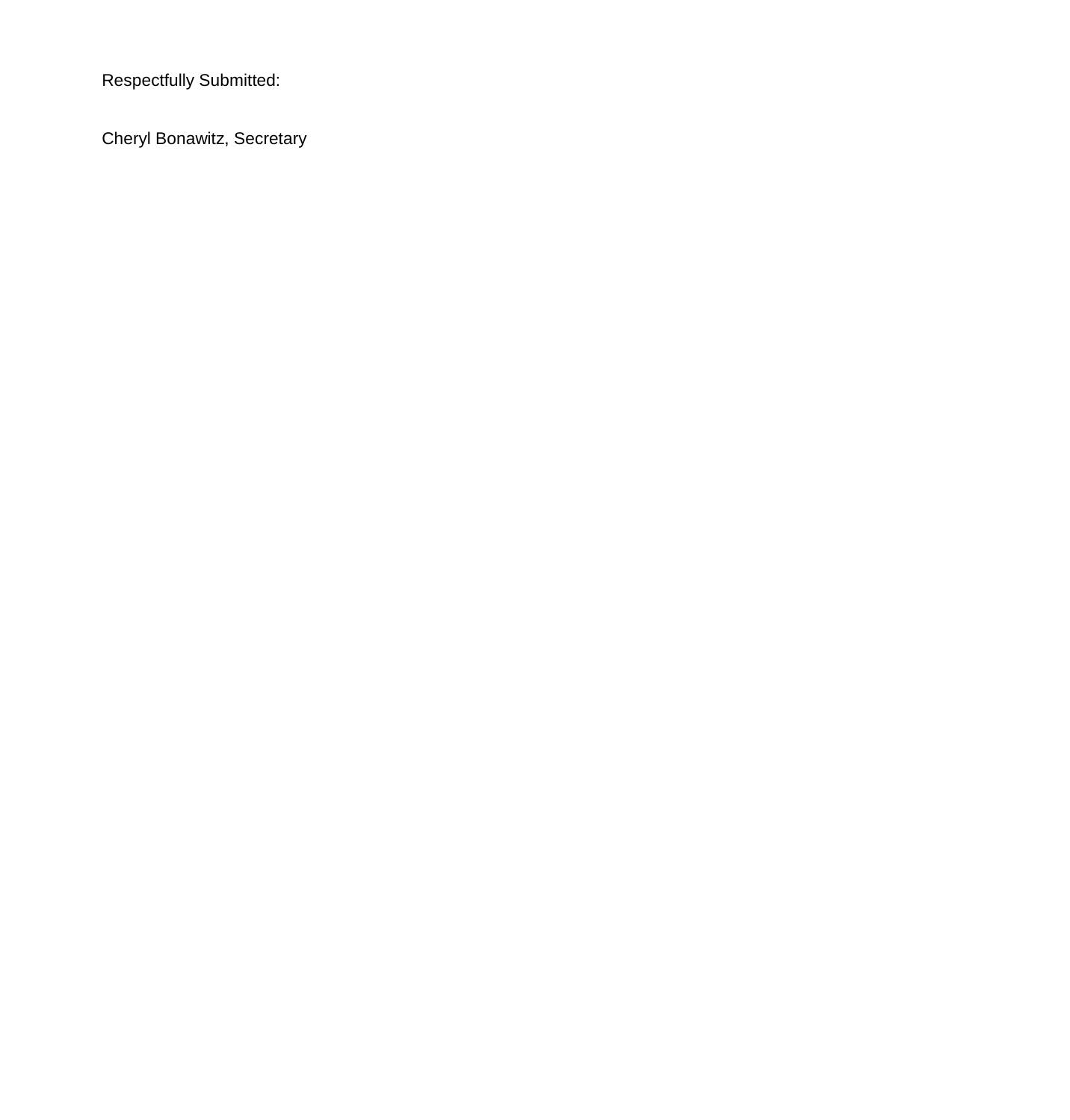Respectfully Submitted:

Cheryl Bonawitz, Secretary